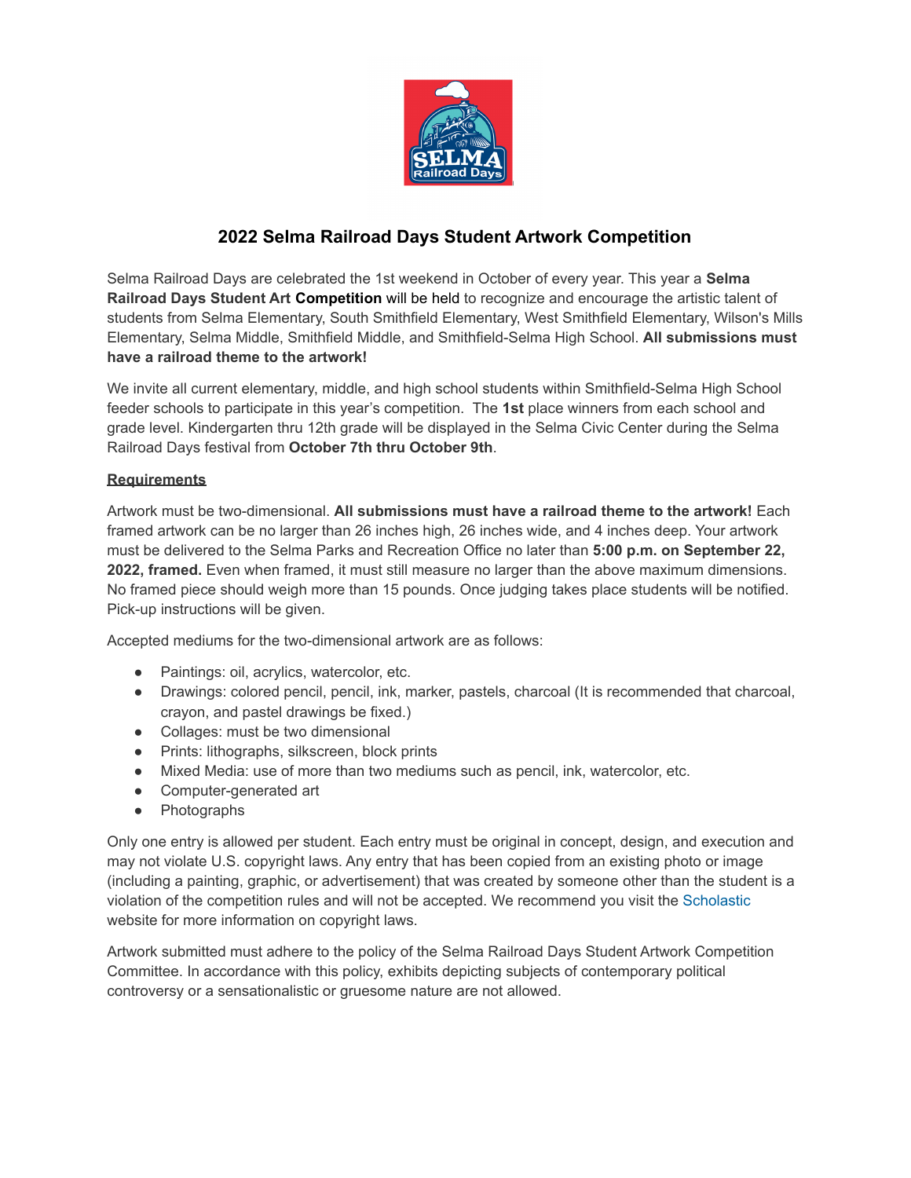# 2022 Selma Railroad Days Student Artwork Competition

Selma Railroad Days are celebrated the 1st weekend in October of every year. This year a **Selma Railroad Days Student Art Competition** will be held to recognize and encourage the artistic talent of students from Selma Elementary, South Smithfield Elementary, West Smithfield Elementary, Wilson's Mills Elementary, Selma Middle, Smithfield Middle, and Smithfield-Selma High School. **All submissions must have a railroad theme to the artwork!**

We invite all current elementary, middle, and high school students within Smithfield-Selma High School feeder schools to participate in this year's competition. The **1st** place winners from each school and grade level. Kindergarten thru 12th grade will be displayed in the Selma Civic Center during the Selma Railroad Days festival from **October 7th thru October 9th**.

**Requirements**

Artwork must be two-dimensional. **All submissions must have a railroad theme to the artwork!** Each framed artwork can be no larger than 26 inches high, 26 inches wide, and 4 inches deep. Your artwork must be delivered to the Selma Parks and Recreation Office no later than **5:00 p.m. on September 22, 2022, framed.** Even when framed, it must still measure no larger than the above maximum dimensions. No framed piece should weigh more than 15 pounds. Once judging takes place students will be notified. Pick-up instructions will be given.

Accepted mediums for the two-dimensional artwork are as follows:

- Paintings: oil, acrylics, watercolor, etc.
- Drawings: colored pencil, pencil, ink, marker, pastels, charcoal (It is recommended that charcoal, crayon, and pastel drawings be fixed.)
- Collages: must be two dimensional
- Prints: lithographs, silkscreen, block prints
- Mixed Media: use of more than two mediums such as pencil, ink, watercolor, etc.
- Computer-generated art
- Photographs

Only one entry is allowed per student. Each entry must be original in concept, design, and execution and may not violate U.S. copyright laws. Any entry that has been copied from an existing photo or image (including a painting, graphic, or advertisement) that was created by someone other than the student is a violation of the competition rules and will not be accepted. We recommend you visit the Scholastic website for more information on copyright laws.

Artwork submitted must adhere to the policy of the Selma Railroad Days Student Artwork Competition Committee. In accordance with this policy, exhibits depicting subjects of contemporary political controversy or a sensationalistic or gruesome nature are not allowed.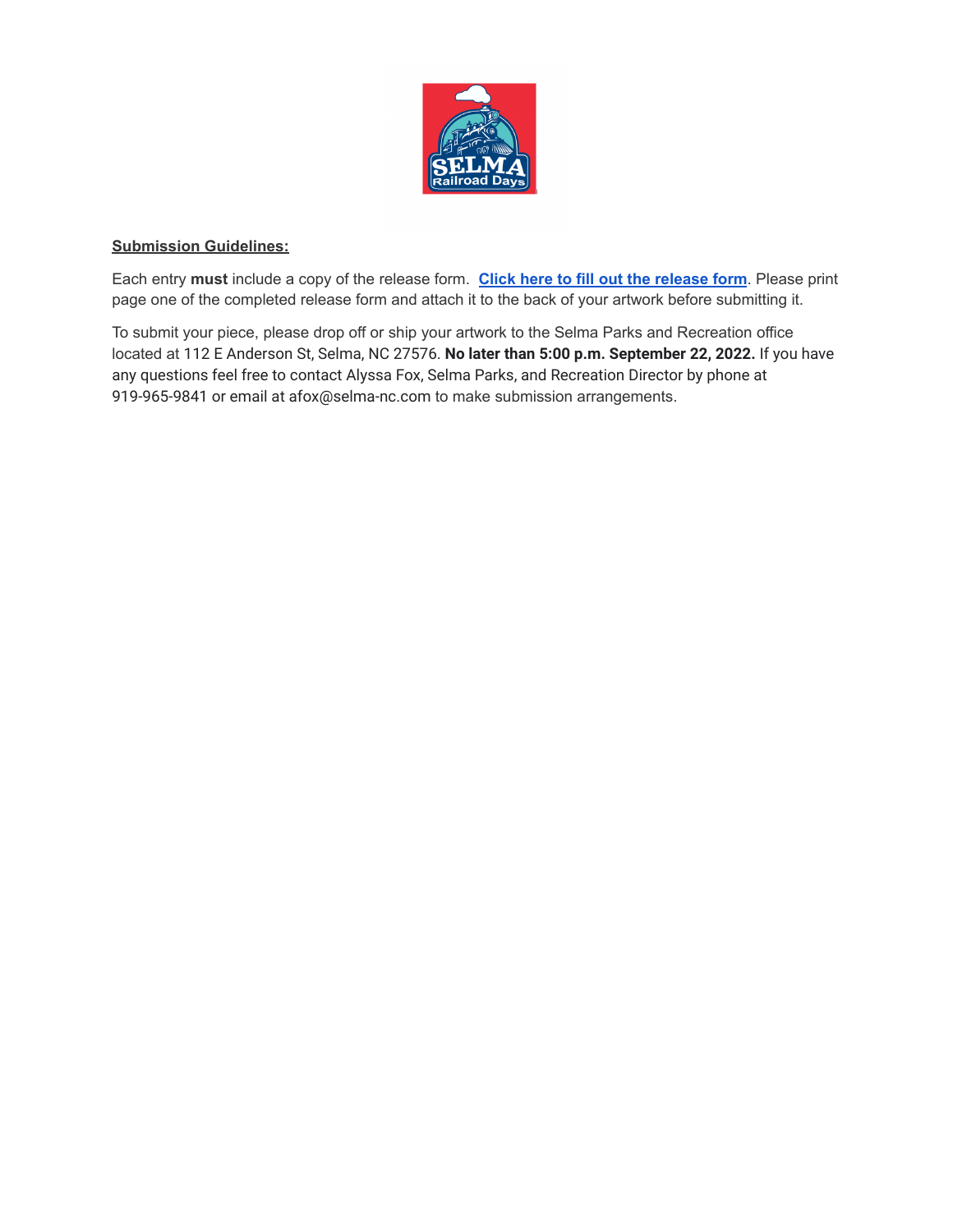**Submission Guidelines:**

Each entry **must** include a copy of the release form. **Click here to fill out the release form**. Please print page one of the completed release form and attach it to the back of your artwork before submitting it.

To submit your piece, please drop off or ship your artwork to the Selma Parks and Recreation office located at 112 E Anderson St, Selma, NC 27576. **No later than 5:00 p.m. September 22, 2022.** If you have any questions feel free to contact Alyssa Fox, Selma Parks, and Recreation Director by phone at 919-965-9841 or email at afox@selma-nc.com to make submission arrangements.